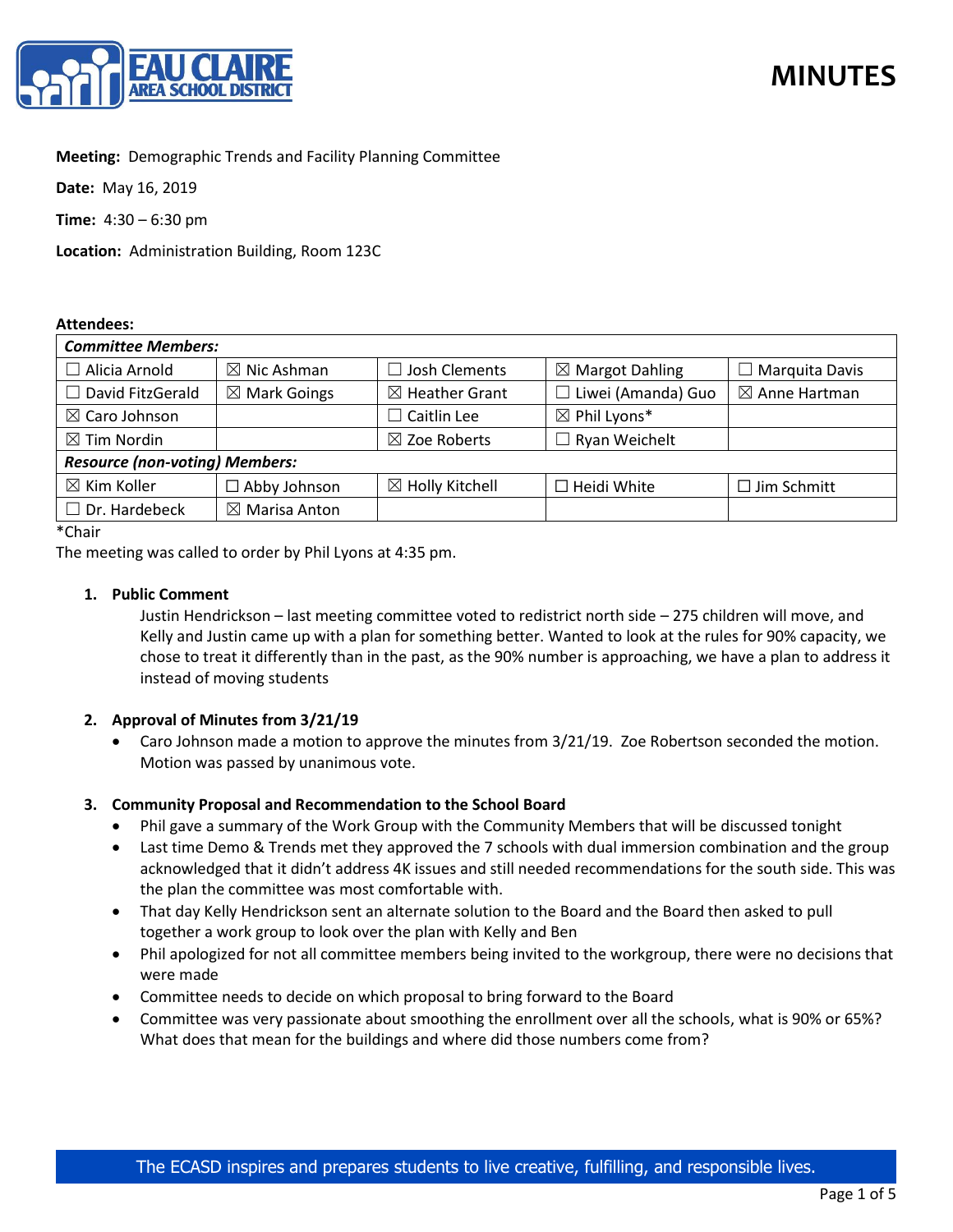# MINUTES

**Meeting:** Demographic Trends and Facility Planning Committee

**Date:** May 16, 2019

**Time:** 4:30 – 6:30 pm

**Location:** Administration Building, Room 123C

**Attendees:**

| *Committee Members:* | | | | |
|---|---|---|---|---|
| ☐ Alicia Arnold | ☒ Nic Ashman | ☐ Josh Clements | ☒ Margot Dahling | ☐ Marquita Davis |
| ☐ David FitzGerald | ☒ Mark Goings | ☒ Heather Grant | ☐ Liwei (Amanda) Guo | ☒ Anne Hartman |
| ☒ Caro Johnson | | ☐ Caitlin Lee | ☒ Phil Lyons* | |
| ☒ Tim Nordin | | ☒ Zoe Roberts | ☐ Ryan Weichelt | |
| ***Resource (non-voting) Members:*** | | | | |
| ☒ Kim Koller | ☐ Abby Johnson | ☒ Holly Kitchell | ☐ Heidi White | ☐ Jim Schmitt |
| ☐ Dr. Hardebeck | ☒ Marisa Anton | | | |

*Chair

The meeting was called to order by Phil Lyons at 4:35 pm.

1. **Public Comment**

   Justin Hendrickson – last meeting committee voted to redistrict north side – 275 children will move, and Kelly and Justin came up with a plan for something better. Wanted to look at the rules for 90% capacity, we chose to treat it differently than in the past, as the 90% number is approaching, we have a plan to address it instead of moving students

2. **Approval of Minutes from 3/21/19**
   - Caro Johnson made a motion to approve the minutes from 3/21/19. Zoe Robertson seconded the motion. Motion was passed by unanimous vote.

3. **Community Proposal and Recommendation to the School Board**
   - Phil gave a summary of the Work Group with the Community Members that will be discussed tonight
   - Last time Demo & Trends met they approved the 7 schools with dual immersion combination and the group acknowledged that it didn't address 4K issues and still needed recommendations for the south side. This was the plan the committee was most comfortable with.
   - That day Kelly Hendrickson sent an alternate solution to the Board and the Board then asked to pull together a work group to look over the plan with Kelly and Ben
   - Phil apologized for not all committee members being invited to the workgroup, there were no decisions that were made
   - Committee needs to decide on which proposal to bring forward to the Board
   - Committee was very passionate about smoothing the enrollment over all the schools, what is 90% or 65%? What does that mean for the buildings and where did those numbers come from?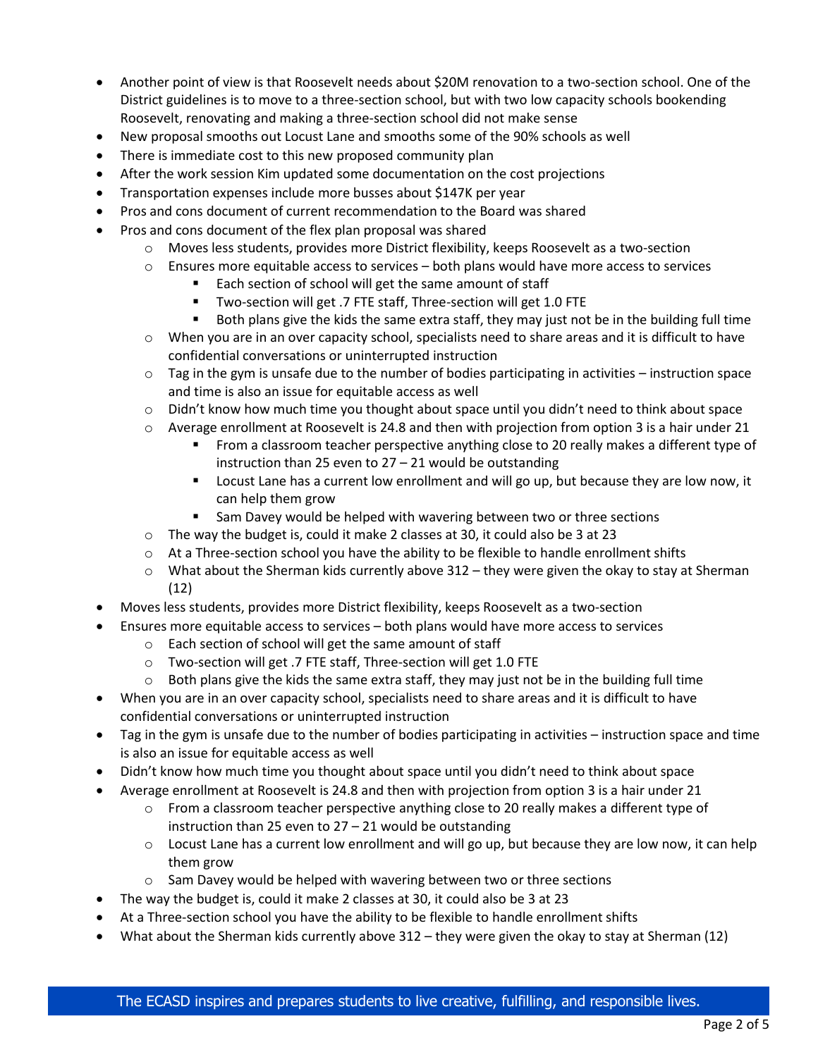- Another point of view is that Roosevelt needs about $20M renovation to a two-section school. One of the District guidelines is to move to a three-section school, but with two low capacity schools bookending Roosevelt, renovating and making a three-section school did not make sense
- New proposal smooths out Locust Lane and smooths some of the 90% schools as well
- There is immediate cost to this new proposed community plan
- After the work session Kim updated some documentation on the cost projections
- Transportation expenses include more busses about $147K per year
- Pros and cons document of current recommendation to the Board was shared
- Pros and cons document of the flex plan proposal was shared
    - Moves less students, provides more District flexibility, keeps Roosevelt as a two-section
    - Ensures more equitable access to services – both plans would have more access to services
        - Each section of school will get the same amount of staff
        - Two-section will get .7 FTE staff, Three-section will get 1.0 FTE
        - Both plans give the kids the same extra staff, they may just not be in the building full time
    - When you are in an over capacity school, specialists need to share areas and it is difficult to have confidential conversations or uninterrupted instruction
    - Tag in the gym is unsafe due to the number of bodies participating in activities – instruction space and time is also an issue for equitable access as well
    - Didn't know how much time you thought about space until you didn't need to think about space
    - Average enrollment at Roosevelt is 24.8 and then with projection from option 3 is a hair under 21
        - From a classroom teacher perspective anything close to 20 really makes a different type of instruction than 25 even to 27 – 21 would be outstanding
        - Locust Lane has a current low enrollment and will go up, but because they are low now, it can help them grow
        - Sam Davey would be helped with wavering between two or three sections
    - The way the budget is, could it make 2 classes at 30, it could also be 3 at 23
    - At a Three-section school you have the ability to be flexible to handle enrollment shifts
    - What about the Sherman kids currently above 312 – they were given the okay to stay at Sherman (12)
- Moves less students, provides more District flexibility, keeps Roosevelt as a two-section
- Ensures more equitable access to services – both plans would have more access to services
    - Each section of school will get the same amount of staff
    - Two-section will get .7 FTE staff, Three-section will get 1.0 FTE
    - Both plans give the kids the same extra staff, they may just not be in the building full time
- When you are in an over capacity school, specialists need to share areas and it is difficult to have confidential conversations or uninterrupted instruction
- Tag in the gym is unsafe due to the number of bodies participating in activities – instruction space and time is also an issue for equitable access as well
- Didn't know how much time you thought about space until you didn't need to think about space
- Average enrollment at Roosevelt is 24.8 and then with projection from option 3 is a hair under 21
    - From a classroom teacher perspective anything close to 20 really makes a different type of instruction than 25 even to 27 – 21 would be outstanding
    - Locust Lane has a current low enrollment and will go up, but because they are low now, it can help them grow
    - Sam Davey would be helped with wavering between two or three sections
- The way the budget is, could it make 2 classes at 30, it could also be 3 at 23
- At a Three-section school you have the ability to be flexible to handle enrollment shifts
- What about the Sherman kids currently above 312 – they were given the okay to stay at Sherman (12)

The ECASD inspires and prepares students to live creative, fulfilling, and responsible lives.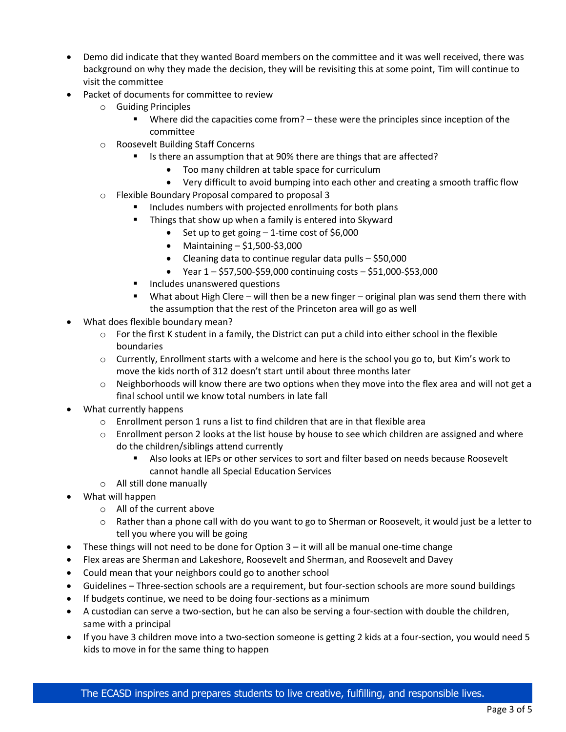- Demo did indicate that they wanted Board members on the committee and it was well received, there was background on why they made the decision, they will be revisiting this at some point, Tim will continue to visit the committee
- Packet of documents for committee to review
  - Guiding Principles
    - Where did the capacities come from? – these were the principles since inception of the committee
  - Roosevelt Building Staff Concerns
    - Is there an assumption that at 90% there are things that are affected?
      - Too many children at table space for curriculum
      - Very difficult to avoid bumping into each other and creating a smooth traffic flow
  - Flexible Boundary Proposal compared to proposal 3
    - Includes numbers with projected enrollments for both plans
    - Things that show up when a family is entered into Skyward
      - Set up to get going – 1-time cost of $6,000
      - Maintaining – $1,500-$3,000
      - Cleaning data to continue regular data pulls – $50,000
      - Year 1 – $57,500-$59,000 continuing costs – $51,000-$53,000
    - Includes unanswered questions
    - What about High Clere – will then be a new finger – original plan was send them there with the assumption that the rest of the Princeton area will go as well
- What does flexible boundary mean?
  - For the first K student in a family, the District can put a child into either school in the flexible boundaries
  - Currently, Enrollment starts with a welcome and here is the school you go to, but Kim's work to move the kids north of 312 doesn't start until about three months later
  - Neighborhoods will know there are two options when they move into the flex area and will not get a final school until we know total numbers in late fall
- What currently happens
  - Enrollment person 1 runs a list to find children that are in that flexible area
  - Enrollment person 2 looks at the list house by house to see which children are assigned and where do the children/siblings attend currently
    - Also looks at IEPs or other services to sort and filter based on needs because Roosevelt cannot handle all Special Education Services
  - All still done manually
- What will happen
  - All of the current above
  - Rather than a phone call with do you want to go to Sherman or Roosevelt, it would just be a letter to tell you where you will be going
- These things will not need to be done for Option 3 – it will all be manual one-time change
- Flex areas are Sherman and Lakeshore, Roosevelt and Sherman, and Roosevelt and Davey
- Could mean that your neighbors could go to another school
- Guidelines – Three-section schools are a requirement, but four-section schools are more sound buildings
- If budgets continue, we need to be doing four-sections as a minimum
- A custodian can serve a two-section, but he can also be serving a four-section with double the children, same with a principal
- If you have 3 children move into a two-section someone is getting 2 kids at a four-section, you would need 5 kids to move in for the same thing to happen

The ECASD inspires and prepares students to live creative, fulfilling, and responsible lives.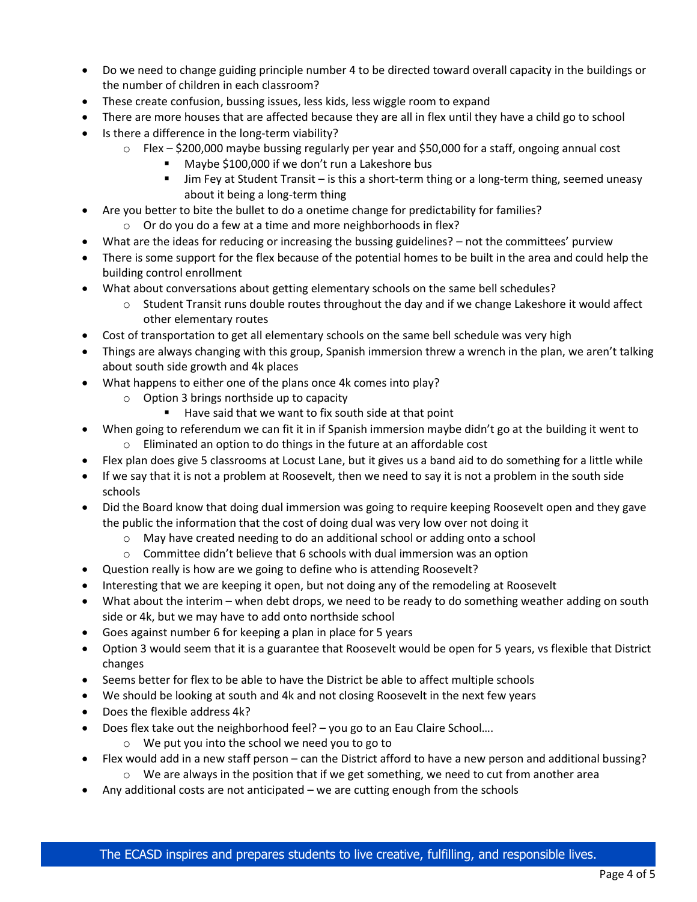- Do we need to change guiding principle number 4 to be directed toward overall capacity in the buildings or the number of children in each classroom?
- These create confusion, bussing issues, less kids, less wiggle room to expand
- There are more houses that are affected because they are all in flex until they have a child go to school
- Is there a difference in the long-term viability?
  - Flex – $200,000 maybe bussing regularly per year and $50,000 for a staff, ongoing annual cost
    - Maybe $100,000 if we don't run a Lakeshore bus
    - Jim Fey at Student Transit – is this a short-term thing or a long-term thing, seemed uneasy about it being a long-term thing
- Are you better to bite the bullet to do a onetime change for predictability for families?
  - Or do you do a few at a time and more neighborhoods in flex?
- What are the ideas for reducing or increasing the bussing guidelines? – not the committees' purview
- There is some support for the flex because of the potential homes to be built in the area and could help the building control enrollment
- What about conversations about getting elementary schools on the same bell schedules?
  - Student Transit runs double routes throughout the day and if we change Lakeshore it would affect other elementary routes
- Cost of transportation to get all elementary schools on the same bell schedule was very high
- Things are always changing with this group, Spanish immersion threw a wrench in the plan, we aren't talking about south side growth and 4k places
- What happens to either one of the plans once 4k comes into play?
  - Option 3 brings northside up to capacity
    - Have said that we want to fix south side at that point
- When going to referendum we can fit it in if Spanish immersion maybe didn't go at the building it went to
  - Eliminated an option to do things in the future at an affordable cost
- Flex plan does give 5 classrooms at Locust Lane, but it gives us a band aid to do something for a little while
- If we say that it is not a problem at Roosevelt, then we need to say it is not a problem in the south side schools
- Did the Board know that doing dual immersion was going to require keeping Roosevelt open and they gave the public the information that the cost of doing dual was very low over not doing it
  - May have created needing to do an additional school or adding onto a school
  - Committee didn't believe that 6 schools with dual immersion was an option
- Question really is how are we going to define who is attending Roosevelt?
- Interesting that we are keeping it open, but not doing any of the remodeling at Roosevelt
- What about the interim – when debt drops, we need to be ready to do something weather adding on south side or 4k, but we may have to add onto northside school
- Goes against number 6 for keeping a plan in place for 5 years
- Option 3 would seem that it is a guarantee that Roosevelt would be open for 5 years, vs flexible that District changes
- Seems better for flex to be able to have the District be able to affect multiple schools
- We should be looking at south and 4k and not closing Roosevelt in the next few years
- Does the flexible address 4k?
- Does flex take out the neighborhood feel? – you go to an Eau Claire School….
  - We put you into the school we need you to go to
- Flex would add in a new staff person – can the District afford to have a new person and additional bussing?
  - We are always in the position that if we get something, we need to cut from another area
- Any additional costs are not anticipated – we are cutting enough from the schools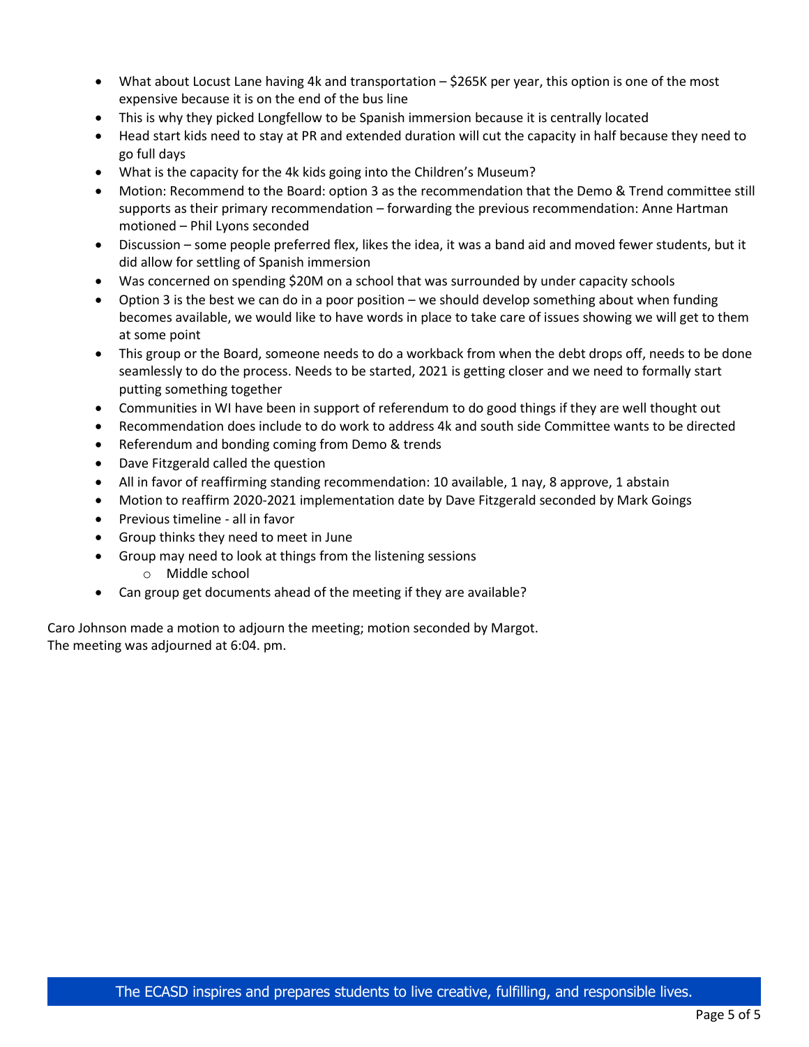- What about Locust Lane having 4k and transportation – $265K per year, this option is one of the most expensive because it is on the end of the bus line
- This is why they picked Longfellow to be Spanish immersion because it is centrally located
- Head start kids need to stay at PR and extended duration will cut the capacity in half because they need to go full days
- What is the capacity for the 4k kids going into the Children's Museum?
- Motion: Recommend to the Board: option 3 as the recommendation that the Demo & Trend committee still supports as their primary recommendation – forwarding the previous recommendation: Anne Hartman motioned – Phil Lyons seconded
- Discussion – some people preferred flex, likes the idea, it was a band aid and moved fewer students, but it did allow for settling of Spanish immersion
- Was concerned on spending $20M on a school that was surrounded by under capacity schools
- Option 3 is the best we can do in a poor position – we should develop something about when funding becomes available, we would like to have words in place to take care of issues showing we will get to them at some point
- This group or the Board, someone needs to do a workback from when the debt drops off, needs to be done seamlessly to do the process. Needs to be started, 2021 is getting closer and we need to formally start putting something together
- Communities in WI have been in support of referendum to do good things if they are well thought out
- Recommendation does include to do work to address 4k and south side Committee wants to be directed
- Referendum and bonding coming from Demo & trends
- Dave Fitzgerald called the question
- All in favor of reaffirming standing recommendation: 10 available, 1 nay, 8 approve, 1 abstain
- Motion to reaffirm 2020-2021 implementation date by Dave Fitzgerald seconded by Mark Goings
- Previous timeline - all in favor
- Group thinks they need to meet in June
- Group may need to look at things from the listening sessions
  - Middle school
- Can group get documents ahead of the meeting if they are available?

Caro Johnson made a motion to adjourn the meeting; motion seconded by Margot.
The meeting was adjourned at 6:04. pm.

The ECASD inspires and prepares students to live creative, fulfilling, and responsible lives.